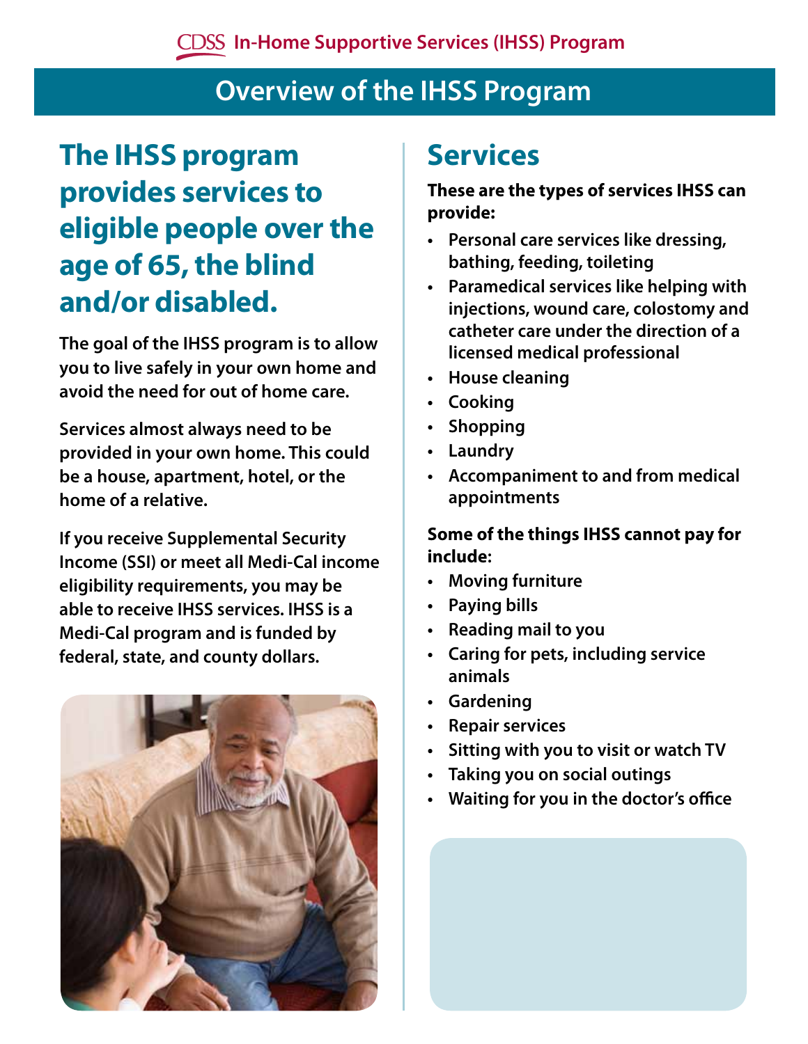CDSS In-Home Supportive Services (IHSS) Program

# Overview of the IHSS Program

## The IHSS program provides services to eligible people over the age of 65, the blind and/or disabled.

**The goal of the IHSS program is to allow you to live safely in your own home and avoid the need for out of home care.**

**Services almost always need to be provided in your own home. This could be a house, apartment, hotel, or the home of a relative.**

**If you receive Supplemental Security Income (SSI) or meet all Medi-Cal income eligibility requirements, you may be able to receive IHSS services. IHSS is a Medi-Cal program and is funded by federal, state, and county dollars.**

## Services

**These are the types of services IHSS can provide:**

- Personal care services like dressing, bathing, feeding, toileting
- Paramedical services like helping with injections, wound care, colostomy and catheter care under the direction of a licensed medical professional
- House cleaning
- Cooking
- Shopping
- Laundry
- Accompaniment to and from medical appointments

**Some of the things IHSS cannot pay for include:**

- Moving furniture
- Paying bills
- Reading mail to you
- Caring for pets, including service animals
- Gardening
- Repair services
- Sitting with you to visit or watch TV
- Taking you on social outings
- Waiting for you in the doctor's office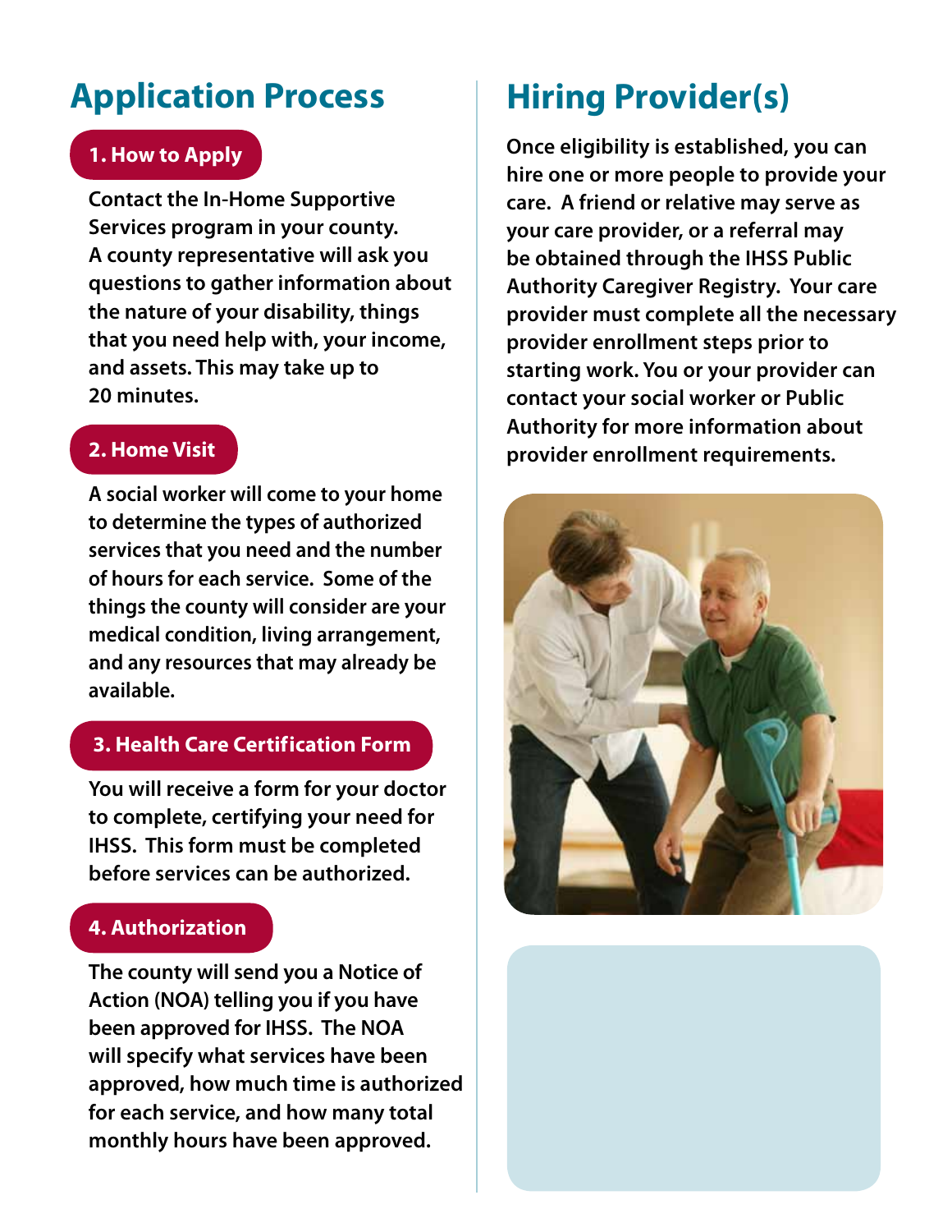## Application Process

### 1. How to Apply

Contact the In-Home Supportive Services program in your county. A county representative will ask you questions to gather information about the nature of your disability, things that you need help with, your income, and assets. This may take up to 20 minutes.

### 2. Home Visit

A social worker will come to your home to determine the types of authorized services that you need and the number of hours for each service. Some of the things the county will consider are your medical condition, living arrangement, and any resources that may already be available.

### 3. Health Care Certification Form

You will receive a form for your doctor to complete, certifying your need for IHSS. This form must be completed before services can be authorized.

### 4. Authorization

The county will send you a Notice of Action (NOA) telling you if you have been approved for IHSS. The NOA will specify what services have been approved, how much time is authorized for each service, and how many total monthly hours have been approved.

## Hiring Provider(s)

Once eligibility is established, you can hire one or more people to provide your care. A friend or relative may serve as your care provider, or a referral may be obtained through the IHSS Public Authority Caregiver Registry. Your care provider must complete all the necessary provider enrollment steps prior to starting work. You or your provider can contact your social worker or Public Authority for more information about provider enrollment requirements.